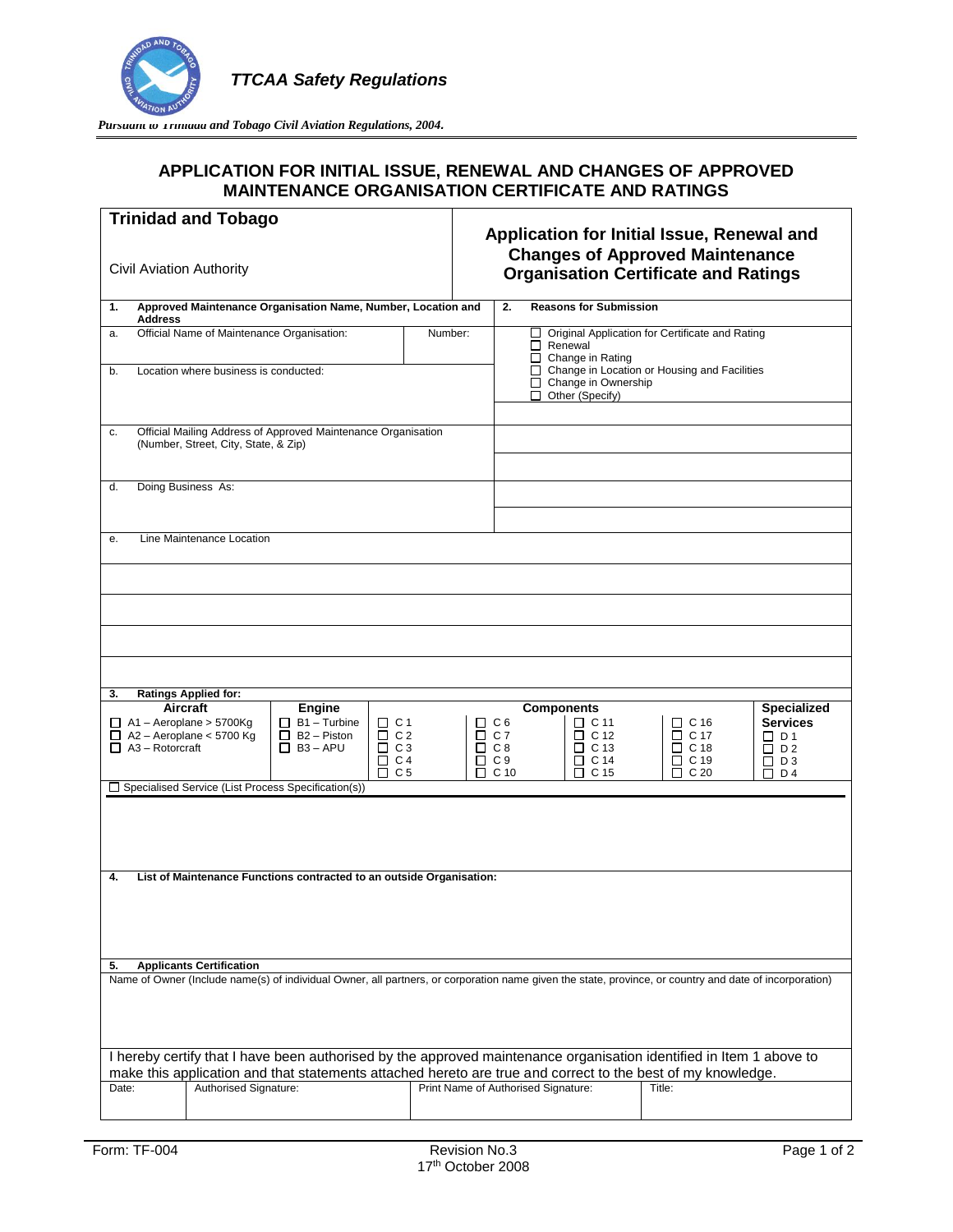*TTCAA Safety Regulations*

*Pursuant to Trinidad and Tobago Civil Aviation Regulations, 2004.*

# APPLICATION FOR INITIAL ISSUE, RENEWAL AND CHANGES OF APPROVED MAINTENANCE ORGANISATION CERTIFICATE AND RATINGS

| **Trinidad and Tobago** Civil Aviation Authority | **Application for Initial Issue, Renewal and Changes of Approved Maintenance Organisation Certificate and Ratings** |
|---|---|

**1. Approved Maintenance Organisation Name, Number, Location and Address**

a. Official Name of Maintenance Organisation: &nbsp;&nbsp;&nbsp; Number:

b. Location where business is conducted:

c. Official Mailing Address of Approved Maintenance Organisation (Number, Street, City, State, & Zip)

d. Doing Business As:

e. Line Maintenance Location

**2. Reasons for Submission**

- ☐ Original Application for Certificate and Rating
- ☐ Renewal
- ☐ Change in Rating
- ☐ Change in Location or Housing and Facilities
- ☐ Change in Ownership
- ☐ Other (Specify)

**3. Ratings Applied for:**

| Aircraft | Engine | Components | | | | Specialized Services |
|---|---|---|---|---|---|---|
| ☐ A1 – Aeroplane > 5700Kg | ☐ B1 – Turbine | ☐ C 1 | ☐ C 6 | ☐ C 11 | ☐ C 16 | ☐ D 1 |
| ☐ A2 – Aeroplane < 5700 Kg | ☐ B2 – Piston | ☐ C 2 | ☐ C 7 | ☐ C 12 | ☐ C 17 | ☐ D 2 |
| ☐ A3 – Rotorcraft | ☐ B3 – APU | ☐ C 3 | ☐ C 8 | ☐ C 13 | ☐ C 18 | ☐ D 3 |
| | | ☐ C 4 | ☐ C 9 | ☐ C 14 | ☐ C 19 | ☐ D 4 |
| | | ☐ C 5 | ☐ C 10 | ☐ C 15 | ☐ C 20 | |

☐ Specialised Service (List Process Specification(s))

**4. List of Maintenance Functions contracted to an outside Organisation:**

**5. Applicants Certification**

Name of Owner (Include name(s) of individual Owner, all partners, or corporation name given the state, province, or country and date of incorporation)

I hereby certify that I have been authorised by the approved maintenance organisation identified in Item 1 above to make this application and that statements attached hereto are true and correct to the best of my knowledge.

| Date: | Authorised Signature: | Print Name of Authorised Signature: | Title: |
|---|---|---|---|
| | | | |

Form: TF-004 &nbsp;&nbsp;&nbsp; Revision No.3 17th October 2008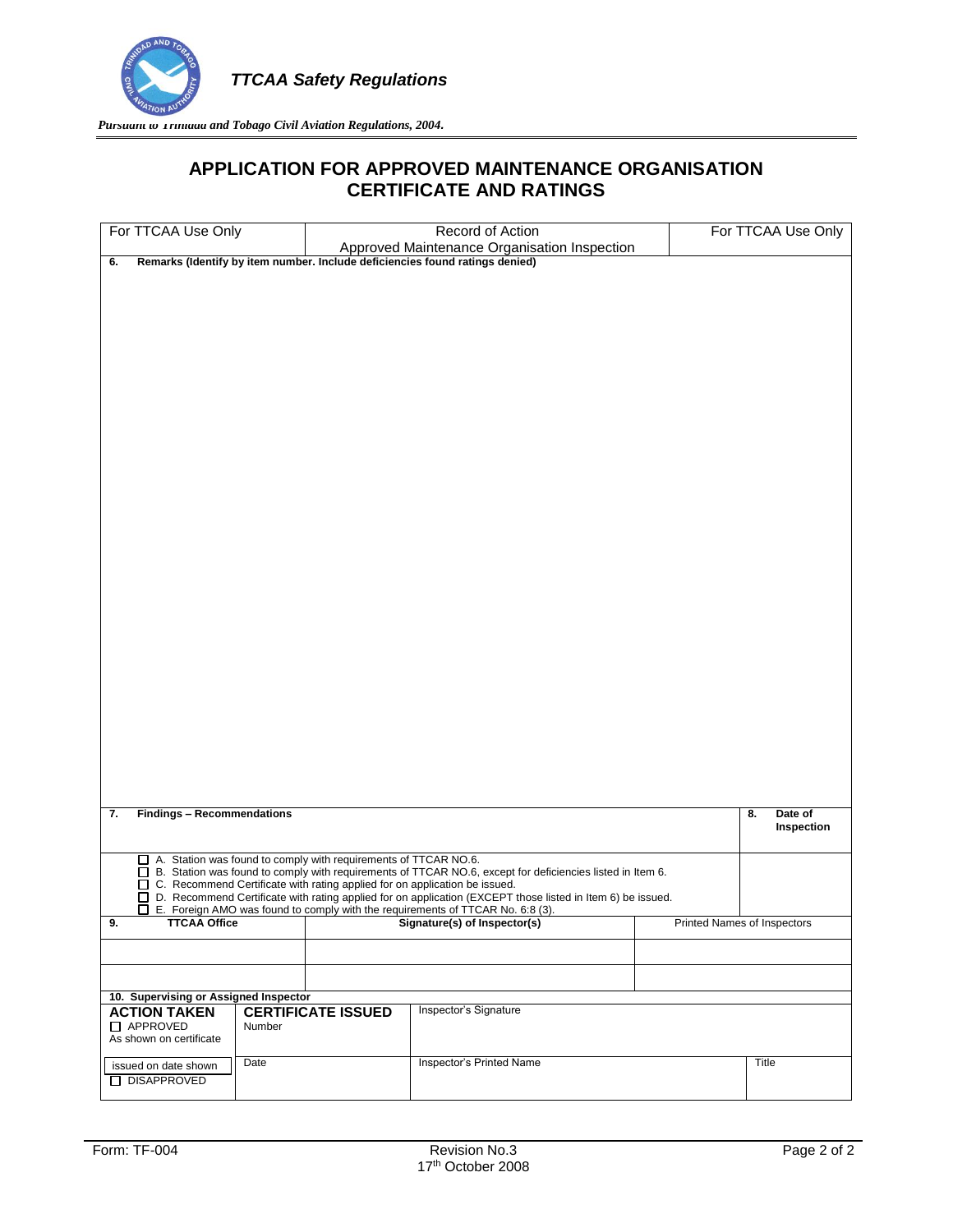*TTCAA Safety Regulations*

*Pursuant to Trinidad and Tobago Civil Aviation Regulations, 2004.*

# APPLICATION FOR APPROVED MAINTENANCE ORGANISATION CERTIFICATE AND RATINGS

| For TTCAA Use Only | Record of Action<br>Approved Maintenance Organisation Inspection | For TTCAA Use Only |
|---|---|---|

**6. Remarks (Identify by item number. Include deficiencies found ratings denied)**

| **7. Findings – Recommendations** | **8. Date of Inspection** |
|---|---|
| ☐ A. Station was found to comply with requirements of TTCAR NO.6.<br>☐ B. Station was found to comply with requirements of TTCAR NO.6, except for deficiencies listed in Item 6.<br>☐ C. Recommend Certificate with rating applied for on application be issued.<br>☐ D. Recommend Certificate with rating applied for on application (EXCEPT those listed in Item 6) be issued.<br>☐ E. Foreign AMO was found to comply with the requirements of TTCAR No. 6:8 (3). | |

| **9. TTCAA Office** | **Signature(s) of Inspector(s)** | Printed Names of Inspectors |
|---|---|---|
| | | |
| | | |

**10. Supervising or Assigned Inspector**

| **ACTION TAKEN** | **CERTIFICATE ISSUED** | Inspector's Signature | |
|---|---|---|---|
| ☐ APPROVED<br>As shown on certificate | Number | | |
| issued on date shown<br>☐ DISAPPROVED | Date | Inspector's Printed Name | Title |

Form: TF-004

Revision No.3
17th October 2008